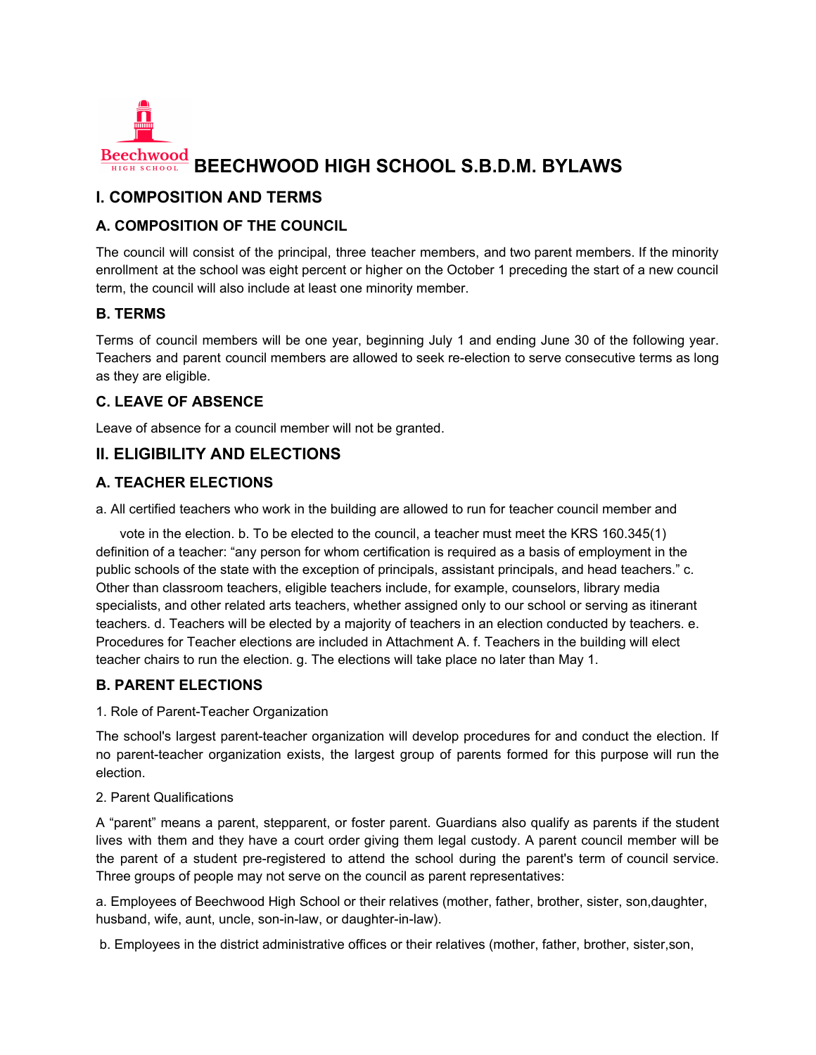# BEECHWOOD HIGH SCHOOL S.B.D.M. BYLAWS

## I. COMPOSITION AND TERMS

### A. COMPOSITION OF THE COUNCIL

The council will consist of the principal, three teacher members, and two parent members. If the minority enrollment at the school was eight percent or higher on the October 1 preceding the start of a new council term, the council will also include at least one minority member.

### B. TERMS

Terms of council members will be one year, beginning July 1 and ending June 30 of the following year. Teachers and parent council members are allowed to seek re-election to serve consecutive terms as long as they are eligible.

### C. LEAVE OF ABSENCE

Leave of absence for a council member will not be granted.

## II. ELIGIBILITY AND ELECTIONS

### A. TEACHER ELECTIONS

a. All certified teachers who work in the building are allowed to run for teacher council member and vote in the election. b. To be elected to the council, a teacher must meet the KRS 160.345(1) definition of a teacher: "any person for whom certification is required as a basis of employment in the public schools of the state with the exception of principals, assistant principals, and head teachers." c. Other than classroom teachers, eligible teachers include, for example, counselors, library media specialists, and other related arts teachers, whether assigned only to our school or serving as itinerant teachers. d. Teachers will be elected by a majority of teachers in an election conducted by teachers. e. Procedures for Teacher elections are included in Attachment A. f. Teachers in the building will elect teacher chairs to run the election. g. The elections will take place no later than May 1.

### B. PARENT ELECTIONS

1. Role of Parent-Teacher Organization

The school's largest parent-teacher organization will develop procedures for and conduct the election. If no parent-teacher organization exists, the largest group of parents formed for this purpose will run the election.

2. Parent Qualifications

A "parent" means a parent, stepparent, or foster parent. Guardians also qualify as parents if the student lives with them and they have a court order giving them legal custody. A parent council member will be the parent of a student pre-registered to attend the school during the parent's term of council service. Three groups of people may not serve on the council as parent representatives:

a. Employees of Beechwood High School or their relatives (mother, father, brother, sister, son,daughter, husband, wife, aunt, uncle, son-in-law, or daughter-in-law).

b. Employees in the district administrative offices or their relatives (mother, father, brother, sister,son,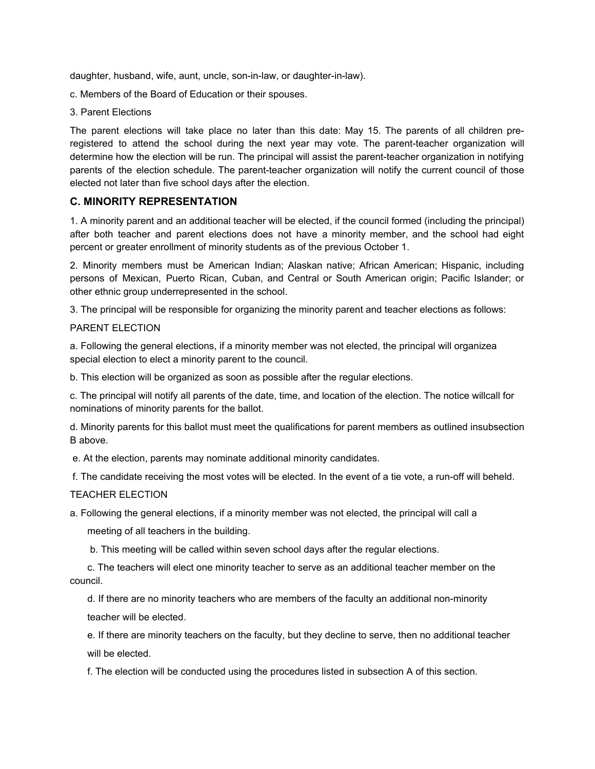daughter, husband, wife, aunt, uncle, son-in-law, or daughter-in-law).

c. Members of the Board of Education or their spouses.

3. Parent Elections

The parent elections will take place no later than this date: May 15. The parents of all children pre-registered to attend the school during the next year may vote. The parent-teacher organization will determine how the election will be run. The principal will assist the parent-teacher organization in notifying parents of the election schedule. The parent-teacher organization will notify the current council of those elected not later than five school days after the election.

## C. MINORITY REPRESENTATION

1. A minority parent and an additional teacher will be elected, if the council formed (including the principal) after both teacher and parent elections does not have a minority member, and the school had eight percent or greater enrollment of minority students as of the previous October 1.

2. Minority members must be American Indian; Alaskan native; African American; Hispanic, including persons of Mexican, Puerto Rican, Cuban, and Central or South American origin; Pacific Islander; or other ethnic group underrepresented in the school.

3. The principal will be responsible for organizing the minority parent and teacher elections as follows:

PARENT ELECTION

a. Following the general elections, if a minority member was not elected, the principal will organizea special election to elect a minority parent to the council.

b. This election will be organized as soon as possible after the regular elections.

c. The principal will notify all parents of the date, time, and location of the election. The notice willcall for nominations of minority parents for the ballot.

d. Minority parents for this ballot must meet the qualifications for parent members as outlined insubsection B above.

e. At the election, parents may nominate additional minority candidates.

f. The candidate receiving the most votes will be elected. In the event of a tie vote, a run-off will beheld.

TEACHER ELECTION

a. Following the general elections, if a minority member was not elected, the principal will call a meeting of all teachers in the building.

b. This meeting will be called within seven school days after the regular elections.

c. The teachers will elect one minority teacher to serve as an additional teacher member on the council.

d. If there are no minority teachers who are members of the faculty an additional non-minority teacher will be elected.

e. If there are minority teachers on the faculty, but they decline to serve, then no additional teacher will be elected.

f. The election will be conducted using the procedures listed in subsection A of this section.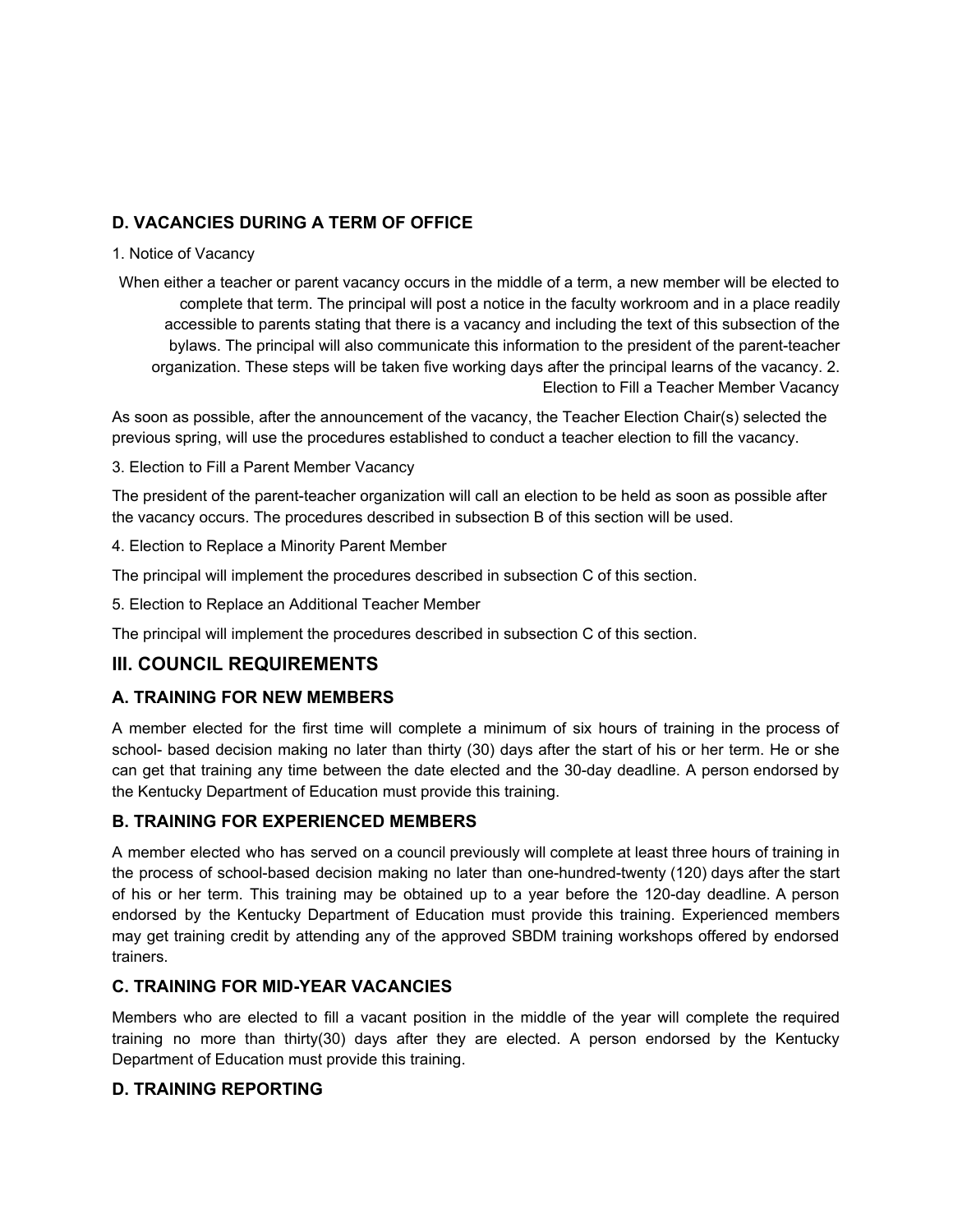### D. VACANCIES DURING A TERM OF OFFICE

1. Notice of Vacancy

When either a teacher or parent vacancy occurs in the middle of a term, a new member will be elected to complete that term. The principal will post a notice in the faculty workroom and in a place readily accessible to parents stating that there is a vacancy and including the text of this subsection of the bylaws. The principal will also communicate this information to the president of the parent-teacher organization. These steps will be taken five working days after the principal learns of the vacancy.

2. Election to Fill a Teacher Member Vacancy

As soon as possible, after the announcement of the vacancy, the Teacher Election Chair(s) selected the previous spring, will use the procedures established to conduct a teacher election to fill the vacancy.

3. Election to Fill a Parent Member Vacancy

The president of the parent-teacher organization will call an election to be held as soon as possible after the vacancy occurs. The procedures described in subsection B of this section will be used.

4. Election to Replace a Minority Parent Member

The principal will implement the procedures described in subsection C of this section.

5. Election to Replace an Additional Teacher Member

The principal will implement the procedures described in subsection C of this section.

## III. COUNCIL REQUIREMENTS

### A. TRAINING FOR NEW MEMBERS

A member elected for the first time will complete a minimum of six hours of training in the process of school- based decision making no later than thirty (30) days after the start of his or her term. He or she can get that training any time between the date elected and the 30-day deadline. A person endorsed by the Kentucky Department of Education must provide this training.

### B. TRAINING FOR EXPERIENCED MEMBERS

A member elected who has served on a council previously will complete at least three hours of training in the process of school-based decision making no later than one-hundred-twenty (120) days after the start of his or her term. This training may be obtained up to a year before the 120-day deadline. A person endorsed by the Kentucky Department of Education must provide this training. Experienced members may get training credit by attending any of the approved SBDM training workshops offered by endorsed trainers.

### C. TRAINING FOR MID-YEAR VACANCIES

Members who are elected to fill a vacant position in the middle of the year will complete the required training no more than thirty(30) days after they are elected. A person endorsed by the Kentucky Department of Education must provide this training.

### D. TRAINING REPORTING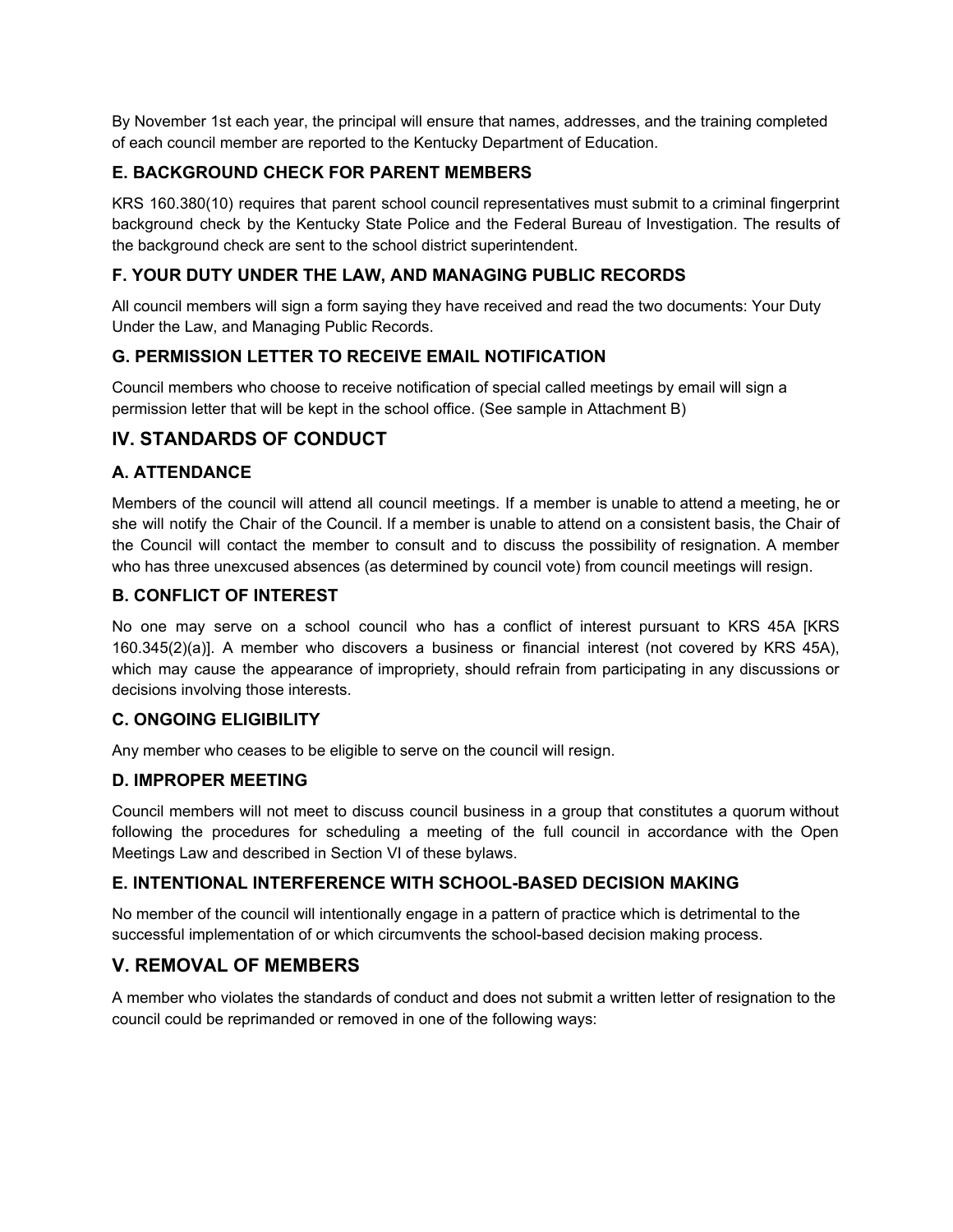By November 1st each year, the principal will ensure that names, addresses, and the training completed of each council member are reported to the Kentucky Department of Education.

### E. BACKGROUND CHECK FOR PARENT MEMBERS

KRS 160.380(10) requires that parent school council representatives must submit to a criminal fingerprint background check by the Kentucky State Police and the Federal Bureau of Investigation. The results of the background check are sent to the school district superintendent.

### F. YOUR DUTY UNDER THE LAW, AND MANAGING PUBLIC RECORDS

All council members will sign a form saying they have received and read the two documents: Your Duty Under the Law, and Managing Public Records.

### G. PERMISSION LETTER TO RECEIVE EMAIL NOTIFICATION

Council members who choose to receive notification of special called meetings by email will sign a permission letter that will be kept in the school office. (See sample in Attachment B)

## IV. STANDARDS OF CONDUCT

### A. ATTENDANCE

Members of the council will attend all council meetings. If a member is unable to attend a meeting, he or she will notify the Chair of the Council. If a member is unable to attend on a consistent basis, the Chair of the Council will contact the member to consult and to discuss the possibility of resignation. A member who has three unexcused absences (as determined by council vote) from council meetings will resign.

### B. CONFLICT OF INTEREST

No one may serve on a school council who has a conflict of interest pursuant to KRS 45A [KRS 160.345(2)(a)]. A member who discovers a business or financial interest (not covered by KRS 45A), which may cause the appearance of impropriety, should refrain from participating in any discussions or decisions involving those interests.

### C. ONGOING ELIGIBILITY

Any member who ceases to be eligible to serve on the council will resign.

### D. IMPROPER MEETING

Council members will not meet to discuss council business in a group that constitutes a quorum without following the procedures for scheduling a meeting of the full council in accordance with the Open Meetings Law and described in Section VI of these bylaws.

### E. INTENTIONAL INTERFERENCE WITH SCHOOL-BASED DECISION MAKING

No member of the council will intentionally engage in a pattern of practice which is detrimental to the successful implementation of or which circumvents the school-based decision making process.

## V. REMOVAL OF MEMBERS

A member who violates the standards of conduct and does not submit a written letter of resignation to the council could be reprimanded or removed in one of the following ways: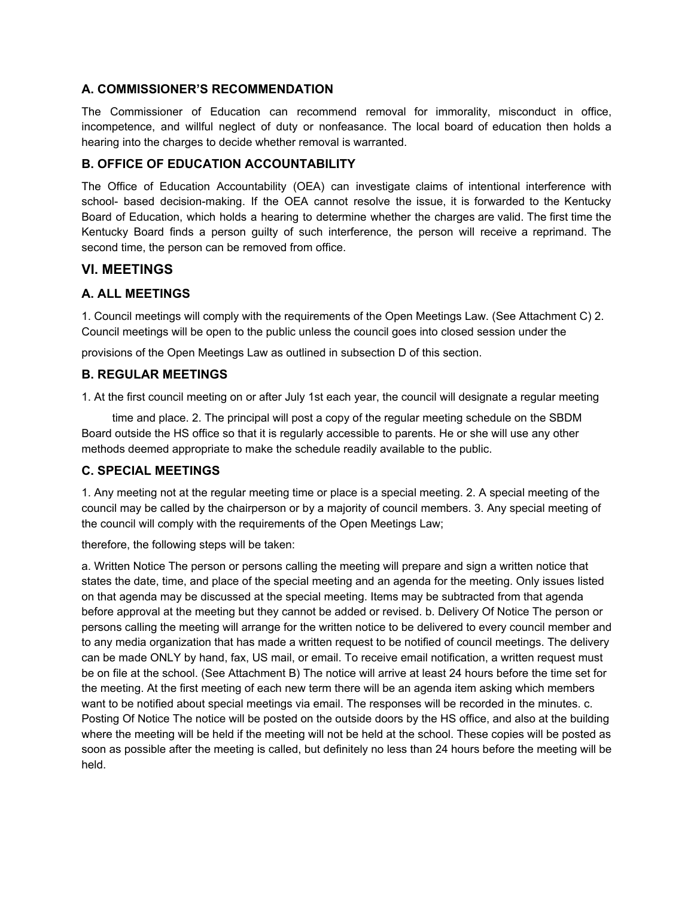### A. COMMISSIONER'S RECOMMENDATION

The Commissioner of Education can recommend removal for immorality, misconduct in office, incompetence, and willful neglect of duty or nonfeasance. The local board of education then holds a hearing into the charges to decide whether removal is warranted.

### B. OFFICE OF EDUCATION ACCOUNTABILITY

The Office of Education Accountability (OEA) can investigate claims of intentional interference with school- based decision-making. If the OEA cannot resolve the issue, it is forwarded to the Kentucky Board of Education, which holds a hearing to determine whether the charges are valid. The first time the Kentucky Board finds a person guilty of such interference, the person will receive a reprimand. The second time, the person can be removed from office.

## VI. MEETINGS

### A. ALL MEETINGS

1. Council meetings will comply with the requirements of the Open Meetings Law. (See Attachment C) 2. Council meetings will be open to the public unless the council goes into closed session under the

provisions of the Open Meetings Law as outlined in subsection D of this section.

### B. REGULAR MEETINGS

1. At the first council meeting on or after July 1st each year, the council will designate a regular meeting

time and place. 2. The principal will post a copy of the regular meeting schedule on the SBDM Board outside the HS office so that it is regularly accessible to parents. He or she will use any other methods deemed appropriate to make the schedule readily available to the public.

### C. SPECIAL MEETINGS

1. Any meeting not at the regular meeting time or place is a special meeting. 2. A special meeting of the council may be called by the chairperson or by a majority of council members. 3. Any special meeting of the council will comply with the requirements of the Open Meetings Law;

therefore, the following steps will be taken:

a. Written Notice The person or persons calling the meeting will prepare and sign a written notice that states the date, time, and place of the special meeting and an agenda for the meeting. Only issues listed on that agenda may be discussed at the special meeting. Items may be subtracted from that agenda before approval at the meeting but they cannot be added or revised. b. Delivery Of Notice The person or persons calling the meeting will arrange for the written notice to be delivered to every council member and to any media organization that has made a written request to be notified of council meetings. The delivery can be made ONLY by hand, fax, US mail, or email. To receive email notification, a written request must be on file at the school. (See Attachment B) The notice will arrive at least 24 hours before the time set for the meeting. At the first meeting of each new term there will be an agenda item asking which members want to be notified about special meetings via email. The responses will be recorded in the minutes. c. Posting Of Notice The notice will be posted on the outside doors by the HS office, and also at the building where the meeting will be held if the meeting will not be held at the school. These copies will be posted as soon as possible after the meeting is called, but definitely no less than 24 hours before the meeting will be held.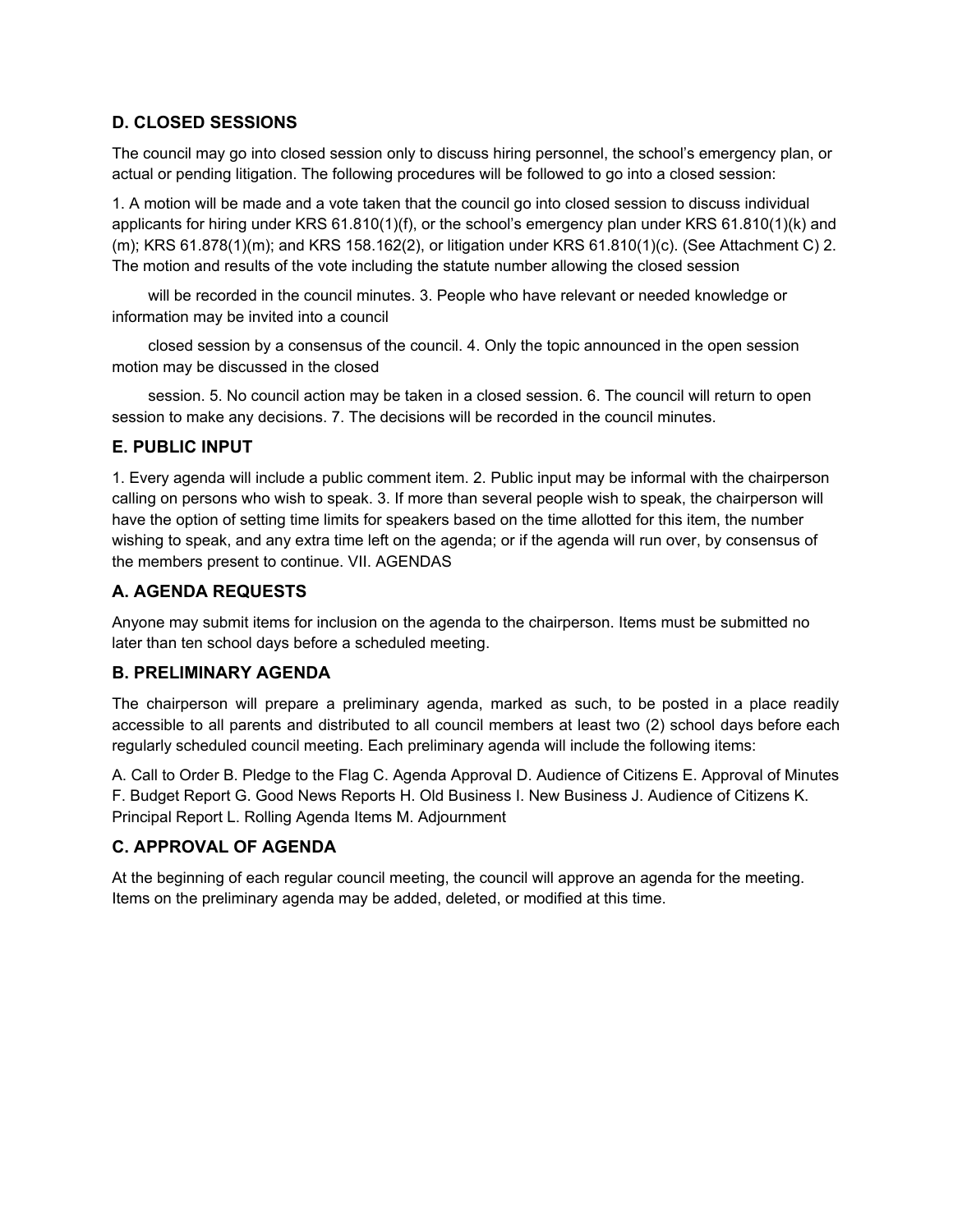## D. CLOSED SESSIONS

The council may go into closed session only to discuss hiring personnel, the school's emergency plan, or actual or pending litigation. The following procedures will be followed to go into a closed session:

1. A motion will be made and a vote taken that the council go into closed session to discuss individual applicants for hiring under KRS 61.810(1)(f), or the school's emergency plan under KRS 61.810(1)(k) and (m); KRS 61.878(1)(m); and KRS 158.162(2), or litigation under KRS 61.810(1)(c). (See Attachment C)
2. The motion and results of the vote including the statute number allowing the closed session will be recorded in the council minutes.
3. People who have relevant or needed knowledge or information may be invited into a council closed session by a consensus of the council.
4. Only the topic announced in the open session motion may be discussed in the closed session.
5. No council action may be taken in a closed session.
6. The council will return to open session to make any decisions.
7. The decisions will be recorded in the council minutes.

## E. PUBLIC INPUT

1. Every agenda will include a public comment item.
2. Public input may be informal with the chairperson calling on persons who wish to speak.
3. If more than several people wish to speak, the chairperson will have the option of setting time limits for speakers based on the time allotted for this item, the number wishing to speak, and any extra time left on the agenda; or if the agenda will run over, by consensus of the members present to continue.

# VII. AGENDAS

## A. AGENDA REQUESTS

Anyone may submit items for inclusion on the agenda to the chairperson. Items must be submitted no later than ten school days before a scheduled meeting.

## B. PRELIMINARY AGENDA

The chairperson will prepare a preliminary agenda, marked as such, to be posted in a place readily accessible to all parents and distributed to all council members at least two (2) school days before each regularly scheduled council meeting. Each preliminary agenda will include the following items:

A. Call to Order
B. Pledge to the Flag
C. Agenda Approval
D. Audience of Citizens
E. Approval of Minutes
F. Budget Report
G. Good News Reports
H. Old Business
I. New Business
J. Audience of Citizens
K. Principal Report
L. Rolling Agenda Items
M. Adjournment

## C. APPROVAL OF AGENDA

At the beginning of each regular council meeting, the council will approve an agenda for the meeting. Items on the preliminary agenda may be added, deleted, or modified at this time.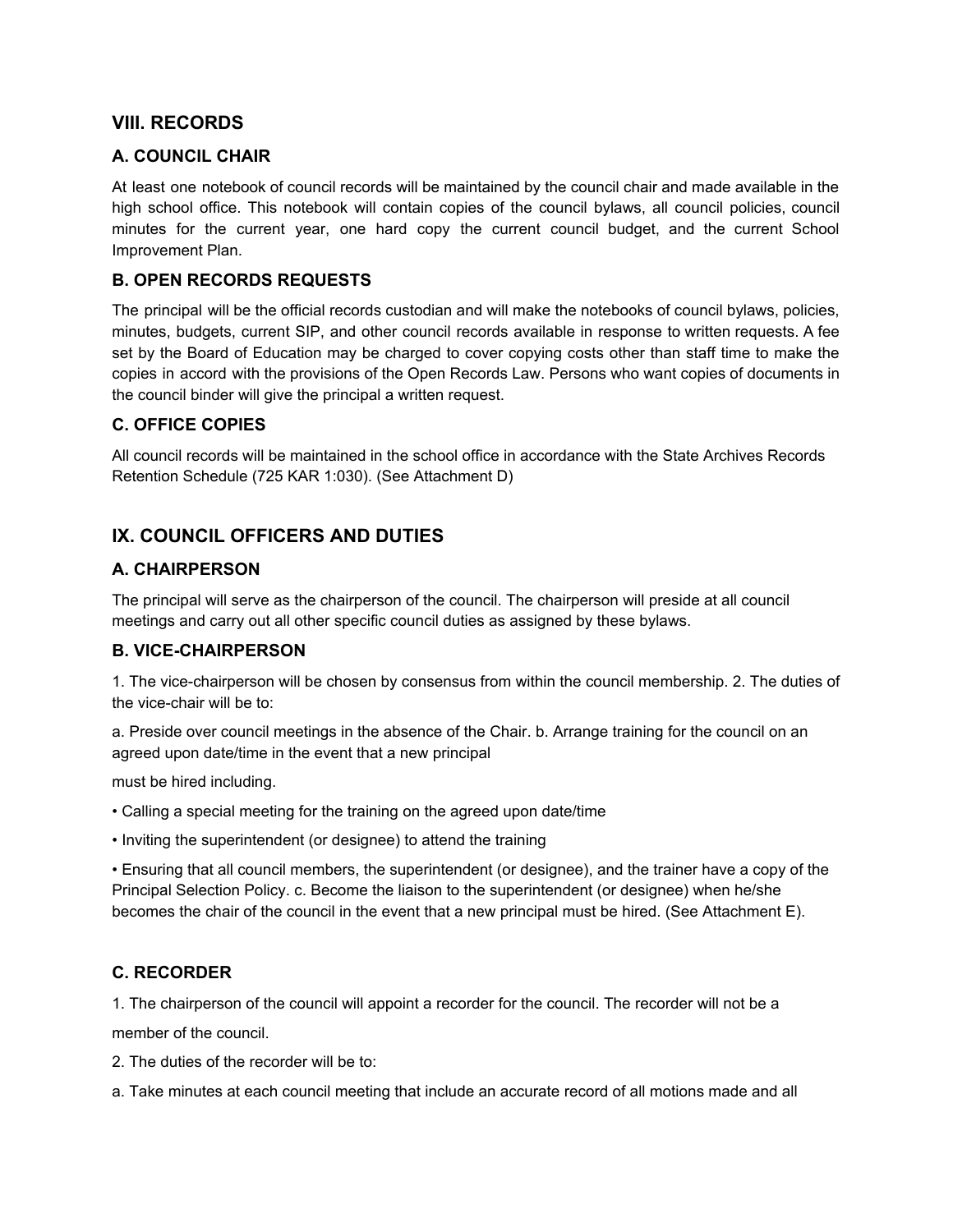## VIII. RECORDS

### A. COUNCIL CHAIR

At least one notebook of council records will be maintained by the council chair and made available in the high school office. This notebook will contain copies of the council bylaws, all council policies, council minutes for the current year, one hard copy the current council budget, and the current School Improvement Plan.

### B. OPEN RECORDS REQUESTS

The principal will be the official records custodian and will make the notebooks of council bylaws, policies, minutes, budgets, current SIP, and other council records available in response to written requests. A fee set by the Board of Education may be charged to cover copying costs other than staff time to make the copies in accord with the provisions of the Open Records Law. Persons who want copies of documents in the council binder will give the principal a written request.

### C. OFFICE COPIES

All council records will be maintained in the school office in accordance with the State Archives Records Retention Schedule (725 KAR 1:030). (See Attachment D)

## IX. COUNCIL OFFICERS AND DUTIES

### A. CHAIRPERSON

The principal will serve as the chairperson of the council. The chairperson will preside at all council meetings and carry out all other specific council duties as assigned by these bylaws.

### B. VICE-CHAIRPERSON

1. The vice-chairperson will be chosen by consensus from within the council membership. 2. The duties of the vice-chair will be to:

a. Preside over council meetings in the absence of the Chair. b. Arrange training for the council on an agreed upon date/time in the event that a new principal must be hired including.

- Calling a special meeting for the training on the agreed upon date/time
- Inviting the superintendent (or designee) to attend the training
- Ensuring that all council members, the superintendent (or designee), and the trainer have a copy of the Principal Selection Policy. c. Become the liaison to the superintendent (or designee) when he/she becomes the chair of the council in the event that a new principal must be hired. (See Attachment E).

### C. RECORDER

1. The chairperson of the council will appoint a recorder for the council. The recorder will not be a member of the council.
2. The duties of the recorder will be to:

a. Take minutes at each council meeting that include an accurate record of all motions made and all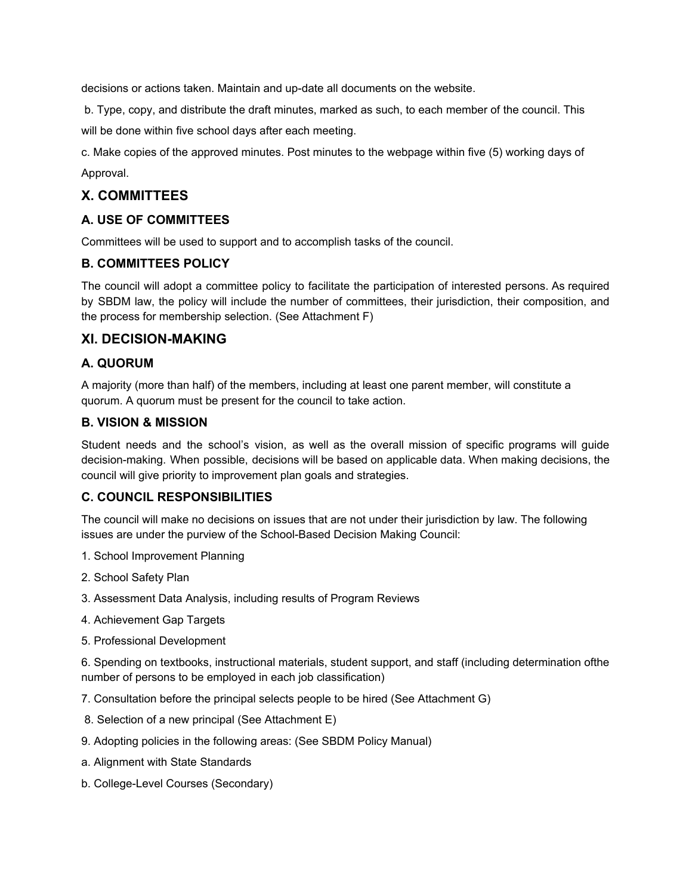decisions or actions taken. Maintain and up-date all documents on the website.

b. Type, copy, and distribute the draft minutes, marked as such, to each member of the council. This will be done within five school days after each meeting.

c. Make copies of the approved minutes. Post minutes to the webpage within five (5) working days of Approval.

## X. COMMITTEES

### A. USE OF COMMITTEES

Committees will be used to support and to accomplish tasks of the council.

### B. COMMITTEES POLICY

The council will adopt a committee policy to facilitate the participation of interested persons. As required by SBDM law, the policy will include the number of committees, their jurisdiction, their composition, and the process for membership selection. (See Attachment F)

## XI. DECISION-MAKING

### A. QUORUM

A majority (more than half) of the members, including at least one parent member, will constitute a quorum. A quorum must be present for the council to take action.

### B. VISION & MISSION

Student needs and the school's vision, as well as the overall mission of specific programs will guide decision-making. When possible, decisions will be based on applicable data. When making decisions, the council will give priority to improvement plan goals and strategies.

### C. COUNCIL RESPONSIBILITIES

The council will make no decisions on issues that are not under their jurisdiction by law. The following issues are under the purview of the School-Based Decision Making Council:

1. School Improvement Planning

2. School Safety Plan

3. Assessment Data Analysis, including results of Program Reviews

4. Achievement Gap Targets

5. Professional Development

6. Spending on textbooks, instructional materials, student support, and staff (including determination ofthe number of persons to be employed in each job classification)

7. Consultation before the principal selects people to be hired (See Attachment G)

8. Selection of a new principal (See Attachment E)

9. Adopting policies in the following areas: (See SBDM Policy Manual)

a. Alignment with State Standards

b. College-Level Courses (Secondary)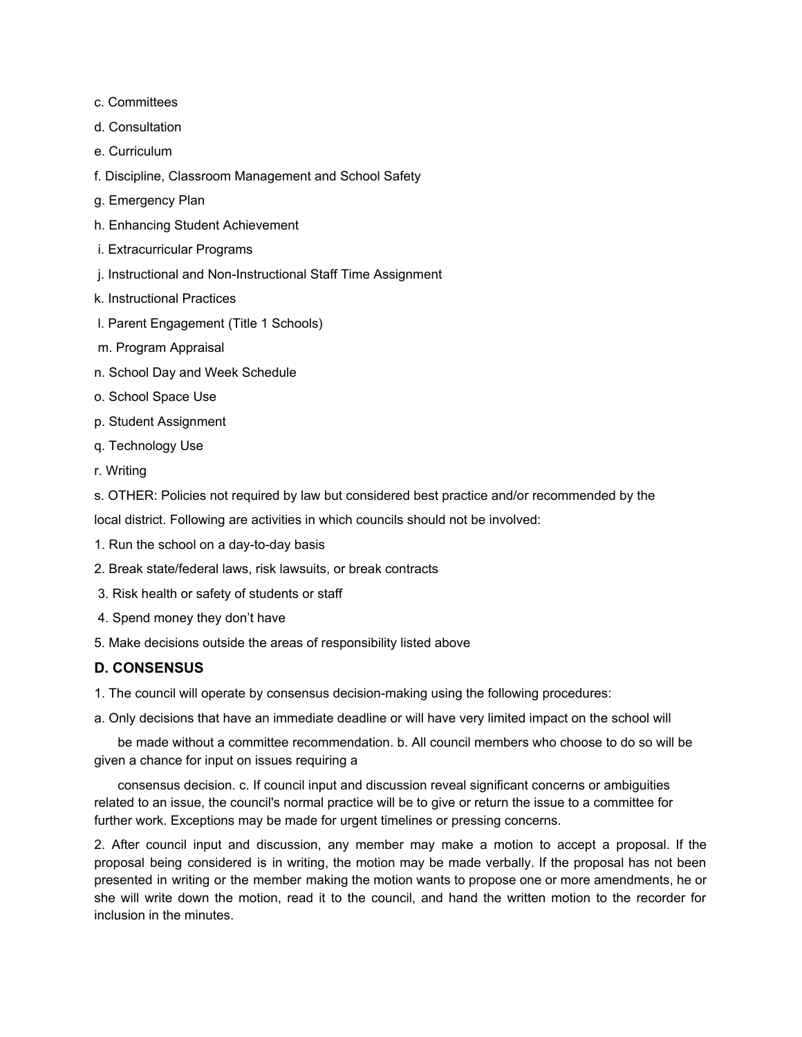c. Committees

d. Consultation

e. Curriculum

f. Discipline, Classroom Management and School Safety

g. Emergency Plan

h. Enhancing Student Achievement

i. Extracurricular Programs

j. Instructional and Non-Instructional Staff Time Assignment

k. Instructional Practices

l. Parent Engagement (Title 1 Schools)

m. Program Appraisal

n. School Day and Week Schedule

o. School Space Use

p. Student Assignment

q. Technology Use

r. Writing

s. OTHER: Policies not required by law but considered best practice and/or recommended by the local district. Following are activities in which councils should not be involved:

1. Run the school on a day-to-day basis
2. Break state/federal laws, risk lawsuits, or break contracts
3. Risk health or safety of students or staff
4. Spend money they don't have
5. Make decisions outside the areas of responsibility listed above

### D. CONSENSUS

1. The council will operate by consensus decision-making using the following procedures:

a. Only decisions that have an immediate deadline or will have very limited impact on the school will be made without a committee recommendation. b. All council members who choose to do so will be given a chance for input on issues requiring a consensus decision. c. If council input and discussion reveal significant concerns or ambiguities related to an issue, the council's normal practice will be to give or return the issue to a committee for further work. Exceptions may be made for urgent timelines or pressing concerns.

2. After council input and discussion, any member may make a motion to accept a proposal. If the proposal being considered is in writing, the motion may be made verbally. If the proposal has not been presented in writing or the member making the motion wants to propose one or more amendments, he or she will write down the motion, read it to the council, and hand the written motion to the recorder for inclusion in the minutes.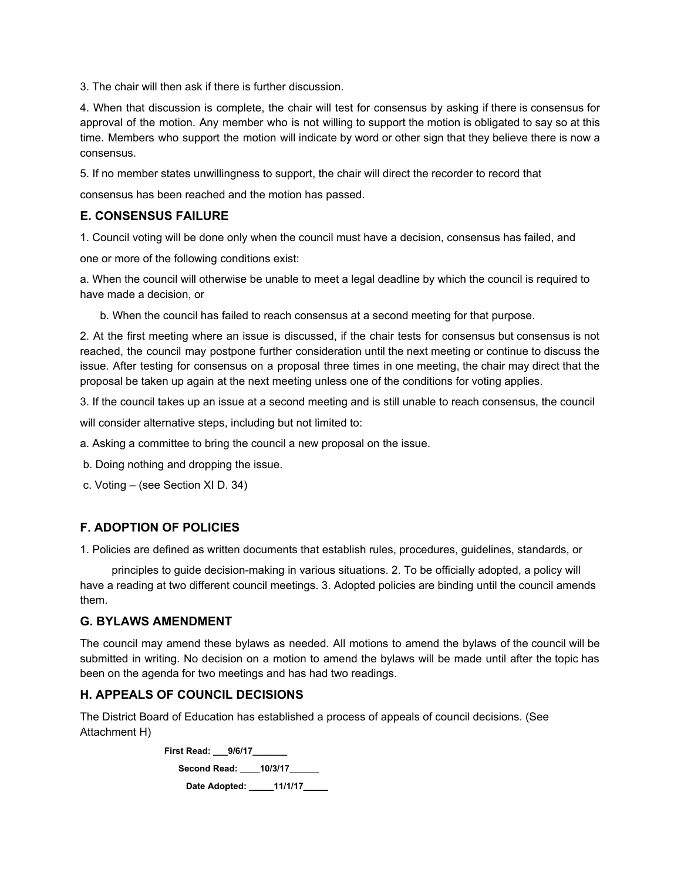3. The chair will then ask if there is further discussion.

4. When that discussion is complete, the chair will test for consensus by asking if there is consensus for approval of the motion. Any member who is not willing to support the motion is obligated to say so at this time. Members who support the motion will indicate by word or other sign that they believe there is now a consensus.

5. If no member states unwillingness to support, the chair will direct the recorder to record that consensus has been reached and the motion has passed.

### E. CONSENSUS FAILURE

1. Council voting will be done only when the council must have a decision, consensus has failed, and one or more of the following conditions exist:

a. When the council will otherwise be unable to meet a legal deadline by which the council is required to have made a decision, or

b. When the council has failed to reach consensus at a second meeting for that purpose.

2. At the first meeting where an issue is discussed, if the chair tests for consensus but consensus is not reached, the council may postpone further consideration until the next meeting or continue to discuss the issue. After testing for consensus on a proposal three times in one meeting, the chair may direct that the proposal be taken up again at the next meeting unless one of the conditions for voting applies.

3. If the council takes up an issue at a second meeting and is still unable to reach consensus, the council will consider alternative steps, including but not limited to:

a. Asking a committee to bring the council a new proposal on the issue.

b. Doing nothing and dropping the issue.

c. Voting – (see Section XI D. 34)

### F. ADOPTION OF POLICIES

1. Policies are defined as written documents that establish rules, procedures, guidelines, standards, or principles to guide decision-making in various situations. 2. To be officially adopted, a policy will have a reading at two different council meetings. 3. Adopted policies are binding until the council amends them.

### G. BYLAWS AMENDMENT

The council may amend these bylaws as needed. All motions to amend the bylaws of the council will be submitted in writing. No decision on a motion to amend the bylaws will be made until after the topic has been on the agenda for two meetings and has had two readings.

### H. APPEALS OF COUNCIL DECISIONS

The District Board of Education has established a process of appeals of council decisions. (See Attachment H)

**First Read: ___9/6/17_______**

**Second Read: ____10/3/17______**

**Date Adopted: _____11/1/17_____**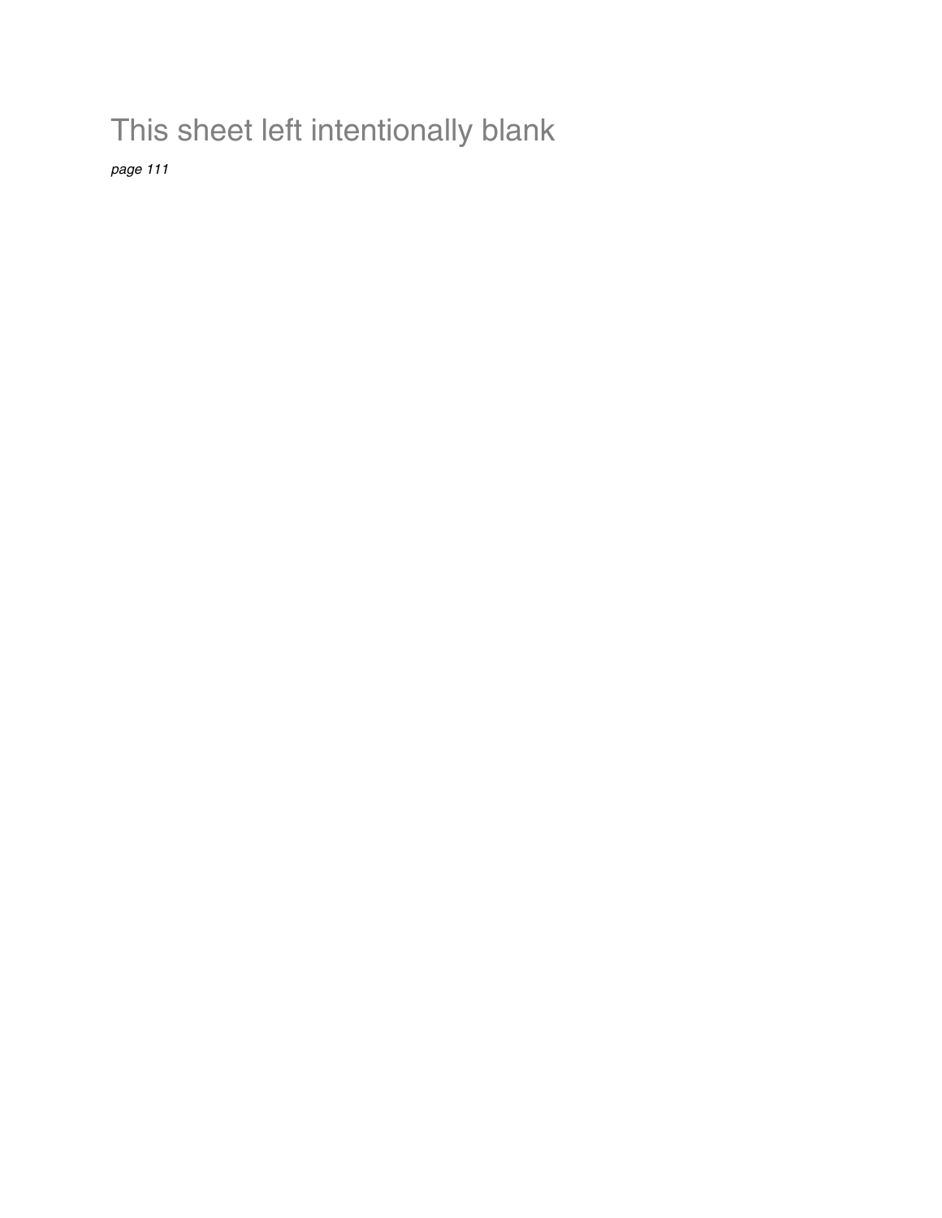# This sheet left intentionally blank

*page 111*